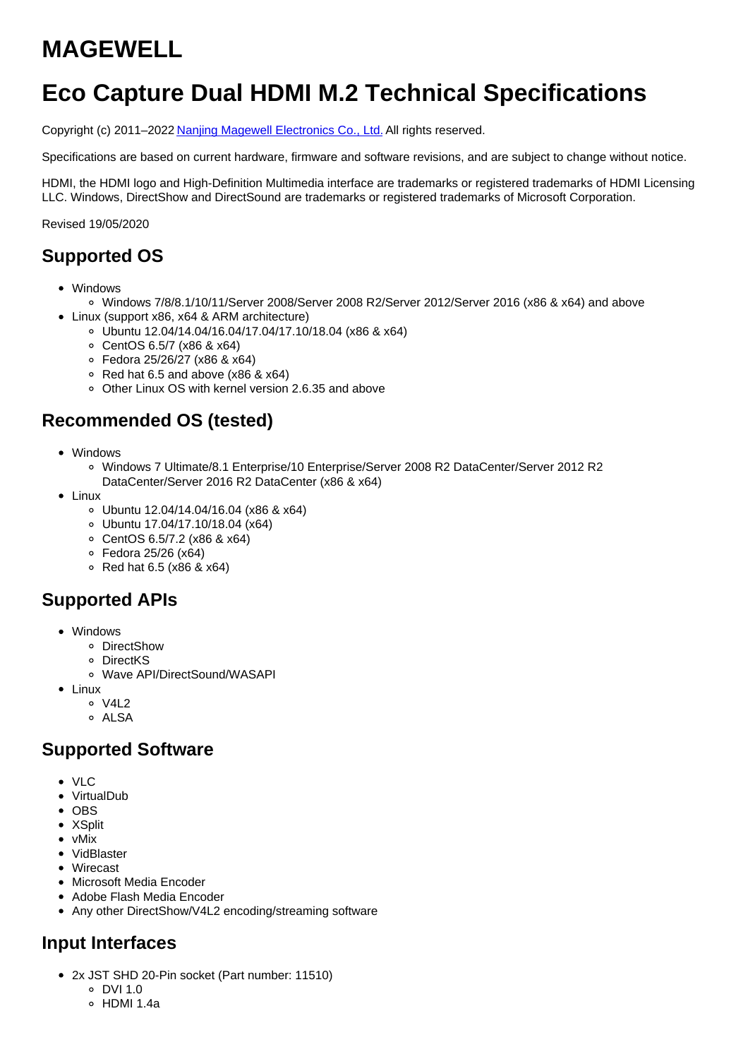# MAGEWELL

# Eco Capture Dual HDMI M.2 Technical Specifications

Copyright (c) 2011–2022 [Nanjing Magewell Electronics Co., Ltd.](#) All rights reserved.

Specifications are based on current hardware, firmware and software revisions, and are subject to change without notice.

HDMI, the HDMI logo and High-Definition Multimedia interface are trademarks or registered trademarks of HDMI Licensing LLC. Windows, DirectShow and DirectSound are trademarks or registered trademarks of Microsoft Corporation.

Revised 19/05/2020

## Supported OS

- Windows
  - Windows 7/8/8.1/10/11/Server 2008/Server 2008 R2/Server 2012/Server 2016 (x86 & x64) and above
- Linux (support x86, x64 & ARM architecture)
  - Ubuntu 12.04/14.04/16.04/17.04/17.10/18.04 (x86 & x64)
  - CentOS 6.5/7 (x86 & x64)
  - Fedora 25/26/27 (x86 & x64)
  - Red hat 6.5 and above (x86 & x64)
  - Other Linux OS with kernel version 2.6.35 and above

## Recommended OS (tested)

- Windows
  - Windows 7 Ultimate/8.1 Enterprise/10 Enterprise/Server 2008 R2 DataCenter/Server 2012 R2 DataCenter/Server 2016 R2 DataCenter (x86 & x64)
- Linux
  - Ubuntu 12.04/14.04/16.04 (x86 & x64)
  - Ubuntu 17.04/17.10/18.04 (x64)
  - CentOS 6.5/7.2 (x86 & x64)
  - Fedora 25/26 (x64)
  - Red hat 6.5 (x86 & x64)

## Supported APIs

- Windows
  - DirectShow
  - DirectKS
  - Wave API/DirectSound/WASAPI
- Linux
  - V4L2
  - ALSA

## Supported Software

- VLC
- VirtualDub
- OBS
- XSplit
- vMix
- VidBlaster
- Wirecast
- Microsoft Media Encoder
- Adobe Flash Media Encoder
- Any other DirectShow/V4L2 encoding/streaming software

## Input Interfaces

- 2x JST SHD 20-Pin socket (Part number: 11510)
  - DVI 1.0
  - HDMI 1.4a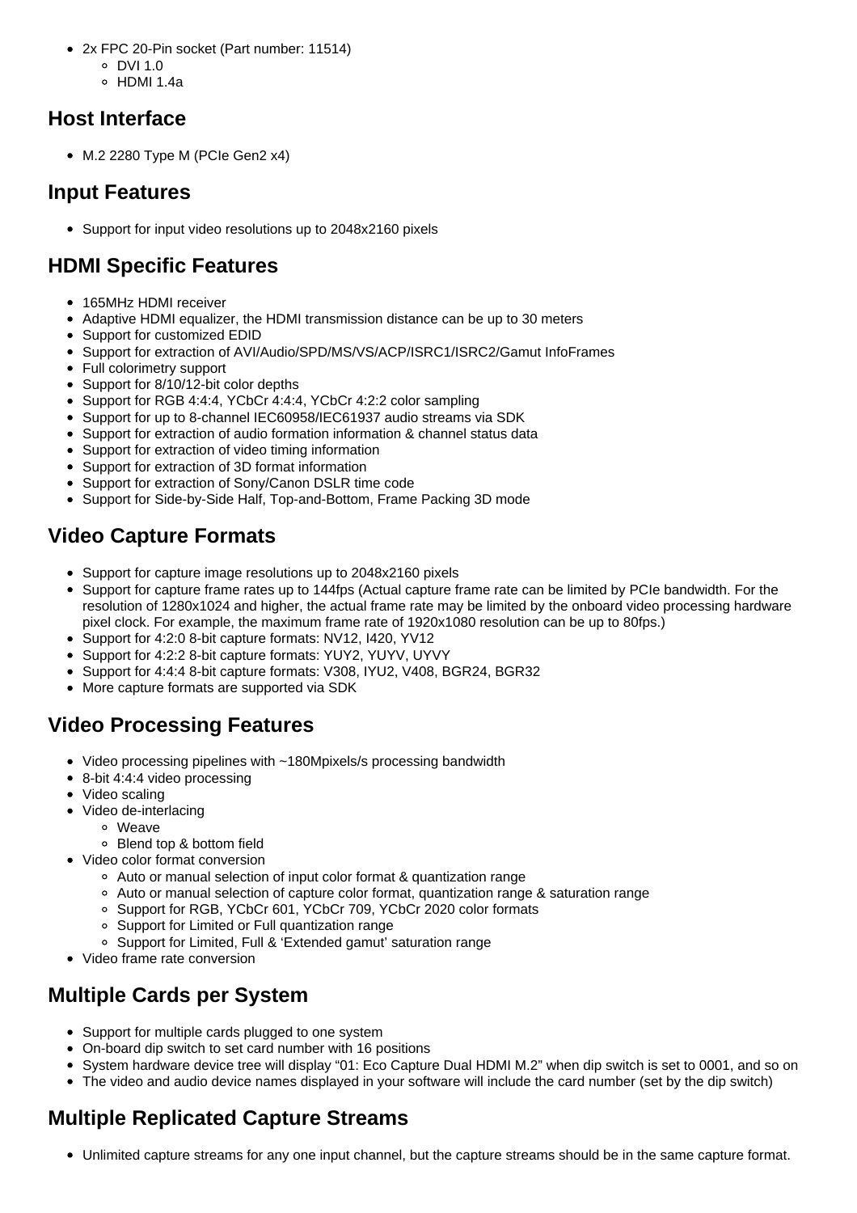- 2x FPC 20-Pin socket (Part number: 11514)
  - DVI 1.0
  - HDMI 1.4a

## Host Interface

- M.2 2280 Type M (PCIe Gen2 x4)

## Input Features

- Support for input video resolutions up to 2048x2160 pixels

## HDMI Specific Features

- 165MHz HDMI receiver
- Adaptive HDMI equalizer, the HDMI transmission distance can be up to 30 meters
- Support for customized EDID
- Support for extraction of AVI/Audio/SPD/MS/VS/ACP/ISRC1/ISRC2/Gamut InfoFrames
- Full colorimetry support
- Support for 8/10/12-bit color depths
- Support for RGB 4:4:4, YCbCr 4:4:4, YCbCr 4:2:2 color sampling
- Support for up to 8-channel IEC60958/IEC61937 audio streams via SDK
- Support for extraction of audio formation information & channel status data
- Support for extraction of video timing information
- Support for extraction of 3D format information
- Support for extraction of Sony/Canon DSLR time code
- Support for Side-by-Side Half, Top-and-Bottom, Frame Packing 3D mode

## Video Capture Formats

- Support for capture image resolutions up to 2048x2160 pixels
- Support for capture frame rates up to 144fps (Actual capture frame rate can be limited by PCIe bandwidth. For the resolution of 1280x1024 and higher, the actual frame rate may be limited by the onboard video processing hardware pixel clock. For example, the maximum frame rate of 1920x1080 resolution can be up to 80fps.)
- Support for 4:2:0 8-bit capture formats: NV12, I420, YV12
- Support for 4:2:2 8-bit capture formats: YUY2, YUYV, UYVY
- Support for 4:4:4 8-bit capture formats: V308, IYU2, V408, BGR24, BGR32
- More capture formats are supported via SDK

## Video Processing Features

- Video processing pipelines with ~180Mpixels/s processing bandwidth
- 8-bit 4:4:4 video processing
- Video scaling
- Video de-interlacing
  - Weave
  - Blend top & bottom field
- Video color format conversion
  - Auto or manual selection of input color format & quantization range
  - Auto or manual selection of capture color format, quantization range & saturation range
  - Support for RGB, YCbCr 601, YCbCr 709, YCbCr 2020 color formats
  - Support for Limited or Full quantization range
  - Support for Limited, Full & 'Extended gamut' saturation range
- Video frame rate conversion

## Multiple Cards per System

- Support for multiple cards plugged to one system
- On-board dip switch to set card number with 16 positions
- System hardware device tree will display "01: Eco Capture Dual HDMI M.2" when dip switch is set to 0001, and so on
- The video and audio device names displayed in your software will include the card number (set by the dip switch)

## Multiple Replicated Capture Streams

- Unlimited capture streams for any one input channel, but the capture streams should be in the same capture format.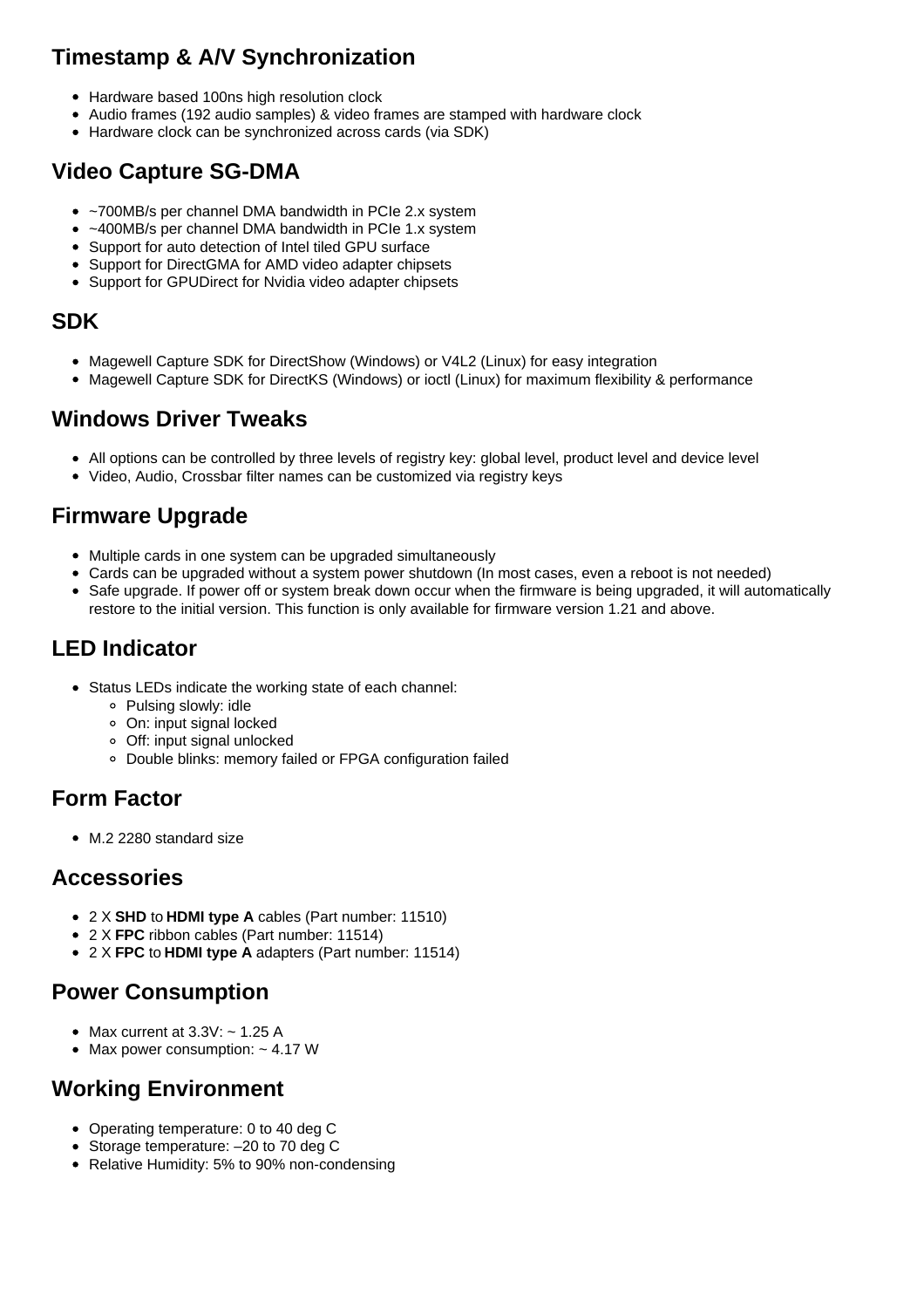## Timestamp & A/V Synchronization

- Hardware based 100ns high resolution clock
- Audio frames (192 audio samples) & video frames are stamped with hardware clock
- Hardware clock can be synchronized across cards (via SDK)

## Video Capture SG-DMA

- ~700MB/s per channel DMA bandwidth in PCIe 2.x system
- ~400MB/s per channel DMA bandwidth in PCIe 1.x system
- Support for auto detection of Intel tiled GPU surface
- Support for DirectGMA for AMD video adapter chipsets
- Support for GPUDirect for Nvidia video adapter chipsets

## SDK

- Magewell Capture SDK for DirectShow (Windows) or V4L2 (Linux) for easy integration
- Magewell Capture SDK for DirectKS (Windows) or ioctl (Linux) for maximum flexibility & performance

## Windows Driver Tweaks

- All options can be controlled by three levels of registry key: global level, product level and device level
- Video, Audio, Crossbar filter names can be customized via registry keys

## Firmware Upgrade

- Multiple cards in one system can be upgraded simultaneously
- Cards can be upgraded without a system power shutdown (In most cases, even a reboot is not needed)
- Safe upgrade. If power off or system break down occur when the firmware is being upgraded, it will automatically restore to the initial version. This function is only available for firmware version 1.21 and above.

## LED Indicator

- Status LEDs indicate the working state of each channel:
  - Pulsing slowly: idle
  - On: input signal locked
  - Off: input signal unlocked
  - Double blinks: memory failed or FPGA configuration failed

## Form Factor

- M.2 2280 standard size

## Accessories

- 2 X **SHD** to **HDMI type A** cables (Part number: 11510)
- 2 X **FPC** ribbon cables (Part number: 11514)
- 2 X **FPC** to **HDMI type A** adapters (Part number: 11514)

## Power Consumption

- Max current at 3.3V: ~ 1.25 A
- Max power consumption: ~ 4.17 W

## Working Environment

- Operating temperature: 0 to 40 deg C
- Storage temperature: –20 to 70 deg C
- Relative Humidity: 5% to 90% non-condensing